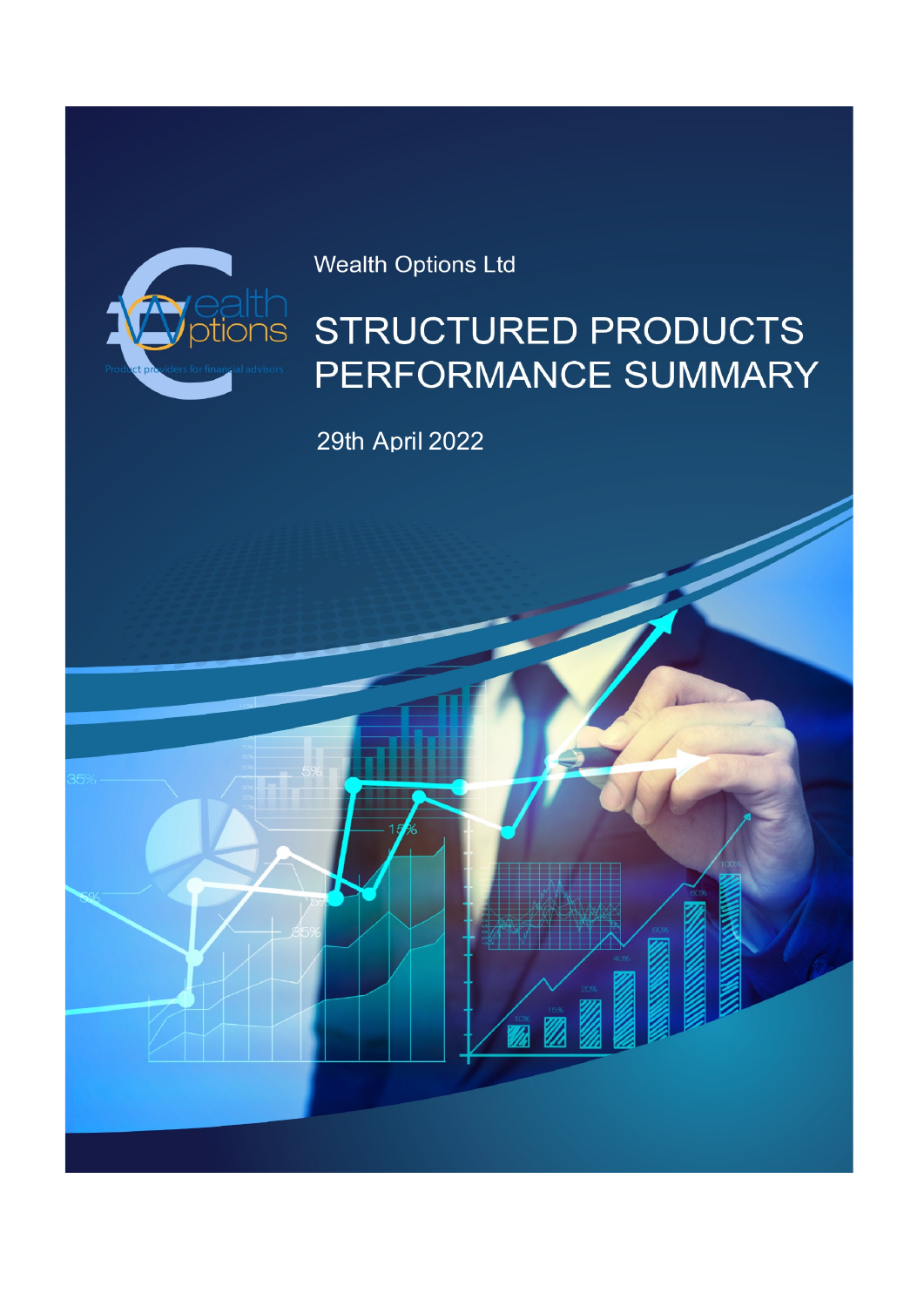Wealth Options Ltd

# STRUCTURED PRODUCTS PERFORMANCE SUMMARY

29th April 2022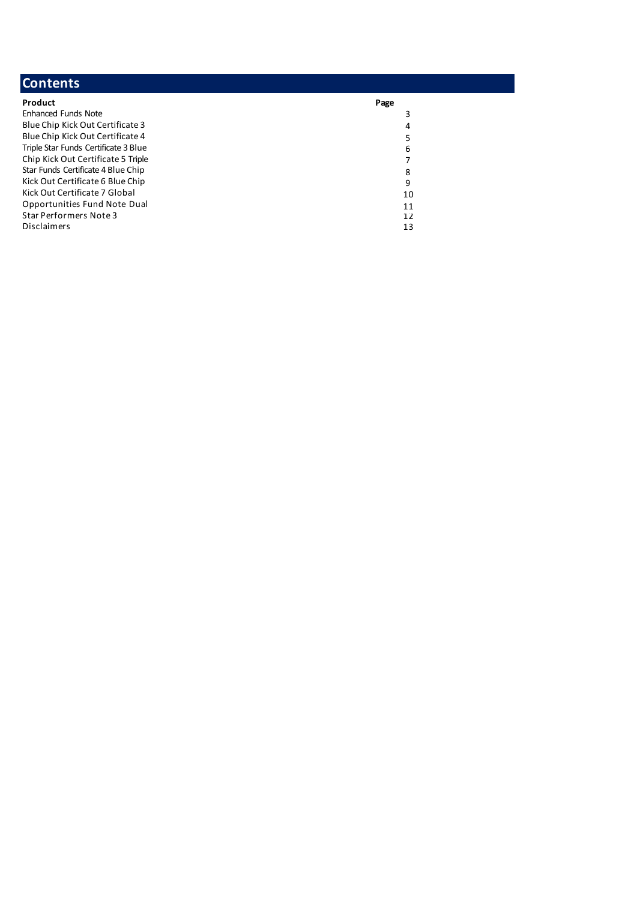# Contents

| Product | Page |
| --- | --- |
| Enhanced Funds Note | 3 |
| Blue Chip Kick Out Certificate 3 | 4 |
| Blue Chip Kick Out Certificate 4 | 5 |
| Triple Star Funds Certificate 3 Blue | 6 |
| Chip Kick Out Certificate 5 Triple | 7 |
| Star Funds Certificate 4 Blue Chip | 8 |
| Kick Out Certificate 6 Blue Chip | 9 |
| Kick Out Certificate 7 Global | 10 |
| Opportunities Fund Note Dual | 11 |
| Star Performers Note 3 | 12 |
| Disclaimers | 13 |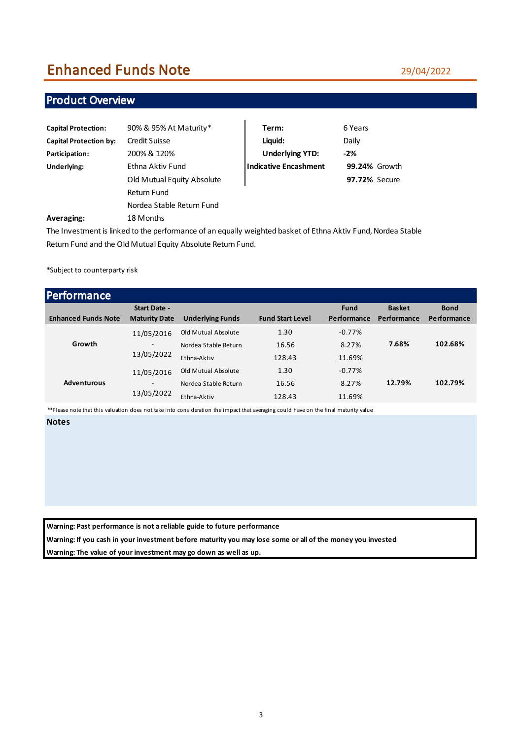# Enhanced Funds Note

29/04/2022

## Product Overview

| | | | |
|---|---|---|---|
| **Capital Protection:** | 90% & 95% At Maturity* | **Term:** | 6 Years |
| **Capital Protection by:** | Credit Suisse | **Liquid:** | Daily |
| **Participation:** | 200% & 120% | **Underlying YTD:** | **-2%** |
| **Underlying:** | Ethna Aktiv Fund | **Indicative Encashment** | **99.24%** Growth |
| | Old Mutual Equity Absolute Return Fund | | **97.72%** Secure |
| | Nordea Stable Return Fund | | |
| **Averaging:** | 18 Months | | |

The Investment is linked to the performance of an equally weighted basket of Ethna Aktiv Fund, Nordea Stable Return Fund and the Old Mutual Equity Absolute Return Fund.

*Subject to counterparty risk

## Performance

| Enhanced Funds Note | Start Date - Maturity Date | Underlying Funds | Fund Start Level | Fund Performance | Basket Performance | Bond Performance |
|---|---|---|---|---|---|---|
| **Growth** | 11/05/2016 - 13/05/2022 | Old Mutual Absolute | 1.30 | -0.77% | **7.68%** | **102.68%** |
| | | Nordea Stable Return | 16.56 | 8.27% | | |
| | | Ethna-Aktiv | 128.43 | 11.69% | | |
| **Adventurous** | 11/05/2016 - 13/05/2022 | Old Mutual Absolute | 1.30 | -0.77% | **12.79%** | **102.79%** |
| | | Nordea Stable Return | 16.56 | 8.27% | | |
| | | Ethna-Aktiv | 128.43 | 11.69% | | |

**Please note that this valuation does not take into consideration the impact that averaging could have on the final maturity value

**Notes**

**Warning: Past performance is not a reliable guide to future performance**

**Warning: If you cash in your investment before maturity you may lose some or all of the money you invested**

**Warning: The value of your investment may go down as well as up.**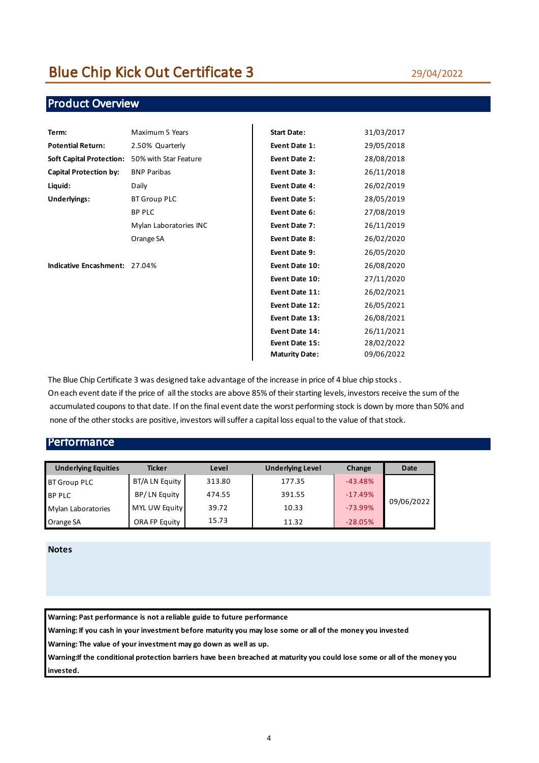# Blue Chip Kick Out Certificate 3

29/04/2022

## Product Overview

| | |
|---|---|
| **Term:** | Maximum 5 Years |
| **Potential Return:** | 2.50% Quarterly |
| **Soft Capital Protection:** | 50% with Star Feature |
| **Capital Protection by:** | BNP Paribas |
| **Liquid:** | Daily |
| **Underlyings:** | BT Group PLC |
| | BP PLC |
| | Mylan Laboratories INC |
| | Orange SA |
| **Indicative Encashment:** | 27.04% |

| | |
|---|---|
| **Start Date:** | 31/03/2017 |
| **Event Date 1:** | 29/05/2018 |
| **Event Date 2:** | 28/08/2018 |
| **Event Date 3:** | 26/11/2018 |
| **Event Date 4:** | 26/02/2019 |
| **Event Date 5:** | 28/05/2019 |
| **Event Date 6:** | 27/08/2019 |
| **Event Date 7:** | 26/11/2019 |
| **Event Date 8:** | 26/02/2020 |
| **Event Date 9:** | 26/05/2020 |
| **Event Date 10:** | 26/08/2020 |
| **Event Date 10:** | 27/11/2020 |
| **Event Date 11:** | 26/02/2021 |
| **Event Date 12:** | 26/05/2021 |
| **Event Date 13:** | 26/08/2021 |
| **Event Date 14:** | 26/11/2021 |
| **Event Date 15:** | 28/02/2022 |
| **Maturity Date:** | 09/06/2022 |

The Blue Chip Certificate 3 was designed take advantage of the increase in price of 4 blue chip stocks . On each event date if the price of all the stocks are above 85% of their starting levels, investors receive the sum of the accumulated coupons to that date. If on the final event date the worst performing stock is down by more than 50% and none of the other stocks are positive, investors will suffer a capital loss equal to the value of that stock.

## Performance

| Underlying Equities | Ticker | Level | Underlying Level | Change | Date |
|---|---|---|---|---|---|
| BT Group PLC | BT/A LN Equity | 313.80 | 177.35 | -43.48% | 09/06/2022 |
| BP PLC | BP/ LN Equity | 474.55 | 391.55 | -17.49% | |
| Mylan Laboratories | MYL UW Equity | 39.72 | 10.33 | -73.99% | |
| Orange SA | ORA FP Equity | 15.73 | 11.32 | -28.05% | |

## Notes

**Warning: Past performance is not a reliable guide to future performance**

**Warning: If you cash in your investment before maturity you may lose some or all of the money you invested**

**Warning: The value of your investment may go down as well as up.**

**Warning:If the conditional protection barriers have been breached at maturity you could lose some or all of the money you invested.**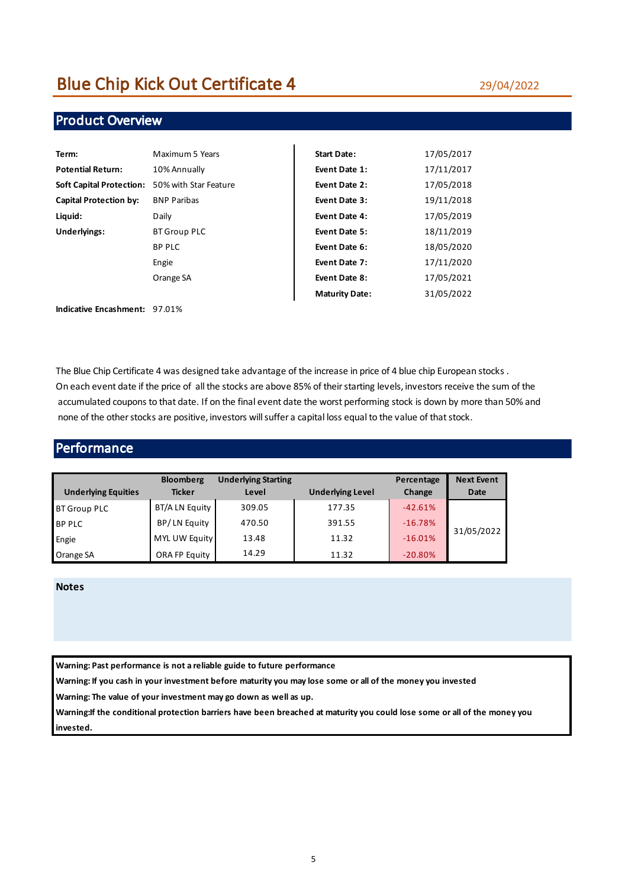# Blue Chip Kick Out Certificate 4

29/04/2022

## Product Overview

| | |
|---|---|
| **Term:** | Maximum 5 Years |
| **Potential Return:** | 10% Annually |
| **Soft Capital Protection:** | 50% with Star Feature |
| **Capital Protection by:** | BNP Paribas |
| **Liquid:** | Daily |
| **Underlyings:** | BT Group PLC |
| | BP PLC |
| | Engie |
| | Orange SA |

| | |
|---|---|
| **Start Date:** | 17/05/2017 |
| **Event Date 1:** | 17/11/2017 |
| **Event Date 2:** | 17/05/2018 |
| **Event Date 3:** | 19/11/2018 |
| **Event Date 4:** | 17/05/2019 |
| **Event Date 5:** | 18/11/2019 |
| **Event Date 6:** | 18/05/2020 |
| **Event Date 7:** | 17/11/2020 |
| **Event Date 8:** | 17/05/2021 |
| **Maturity Date:** | 31/05/2022 |

**Indicative Encashment:** 97.01%

The Blue Chip Certificate 4 was designed take advantage of the increase in price of 4 blue chip European stocks . On each event date if the price of all the stocks are above 85% of their starting levels, investors receive the sum of the accumulated coupons to that date. If on the final event date the worst performing stock is down by more than 50% and none of the other stocks are positive, investors will suffer a capital loss equal to the value of that stock.

## Performance

| Underlying Equities | Bloomberg Ticker | Underlying Starting Level | Underlying Level | Percentage Change | Next Event Date |
|---|---|---|---|---|---|
| BT Group PLC | BT/A LN Equity | 309.05 | 177.35 | -42.61% | 31/05/2022 |
| BP PLC | BP/ LN Equity | 470.50 | 391.55 | -16.78% | |
| Engie | MYL UW Equity | 13.48 | 11.32 | -16.01% | |
| Orange SA | ORA FP Equity | 14.29 | 11.32 | -20.80% | |

### Notes

**Warning: Past performance is not a reliable guide to future performance**

**Warning: If you cash in your investment before maturity you may lose some or all of the money you invested**

**Warning: The value of your investment may go down as well as up.**

**Warning:If the conditional protection barriers have been breached at maturity you could lose some or all of the money you invested.**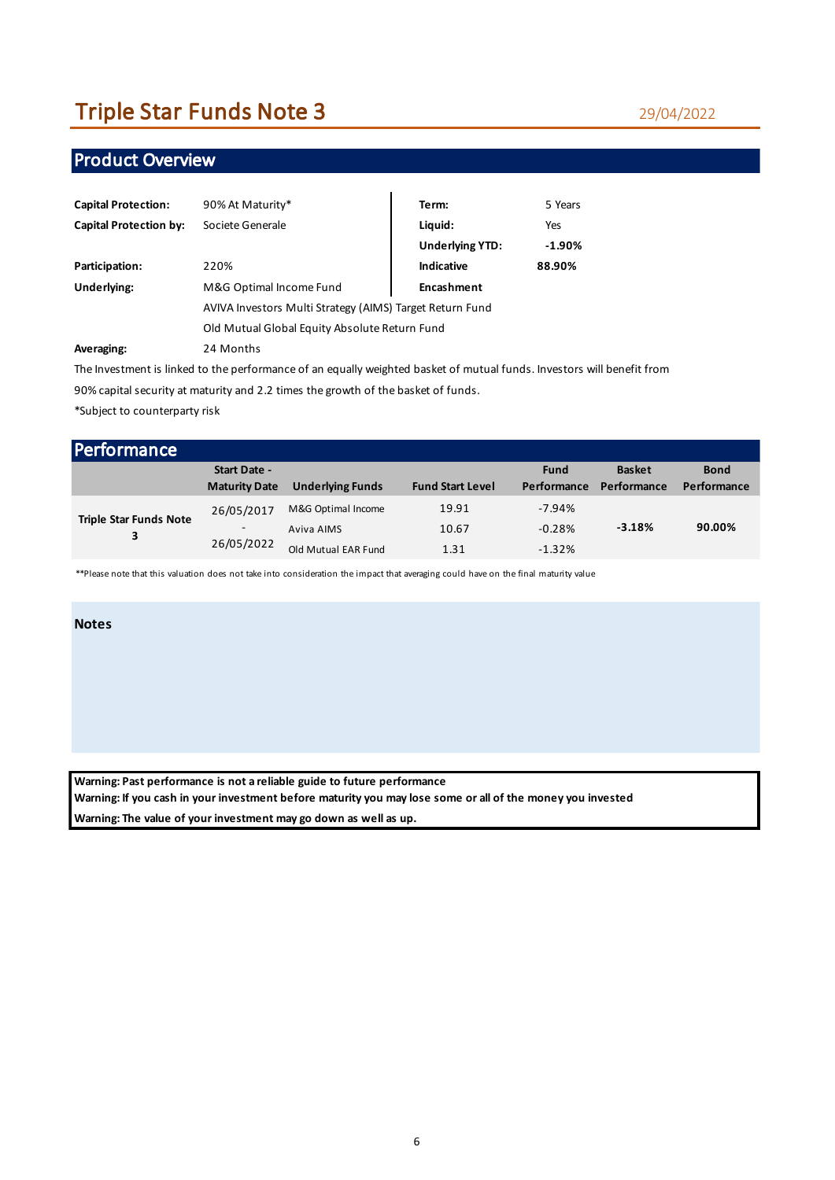# Triple Star Funds Note 3

29/04/2022

## Product Overview

| | | | |
|---|---|---|---|
| **Capital Protection:** | 90% At Maturity* | **Term:** | 5 Years |
| **Capital Protection by:** | Societe Generale | **Liquid:** | Yes |
| | | **Underlying YTD:** | **-1.90%** |
| **Participation:** | 220% | **Indicative Encashment** | **88.90%** |
| **Underlying:** | M&G Optimal Income Fund | | |
| | AVIVA Investors Multi Strategy (AIMS) Target Return Fund | | |
| | Old Mutual Global Equity Absolute Return Fund | | |
| **Averaging:** | 24 Months | | |

The Investment is linked to the performance of an equally weighted basket of mutual funds. Investors will benefit from 90% capital security at maturity and 2.2 times the growth of the basket of funds.

*Subject to counterparty risk

## Performance

| | Start Date - Maturity Date | Underlying Funds | Fund Start Level | Fund Performance | Basket Performance | Bond Performance |
|---|---|---|---|---|---|---|
| Triple Star Funds Note 3 | 26/05/2017 - 26/05/2022 | M&G Optimal Income | 19.91 | -7.94% | **-3.18%** | **90.00%** |
| | | Aviva AIMS | 10.67 | -0.28% | | |
| | | Old Mutual EAR Fund | 1.31 | -1.32% | | |

**Please note that this valuation does not take into consideration the impact that averaging could have on the final maturity value

**Notes**

**Warning: Past performance is not a reliable guide to future performance**
**Warning: If you cash in your investment before maturity you may lose some or all of the money you invested**
**Warning: The value of your investment may go down as well as up.**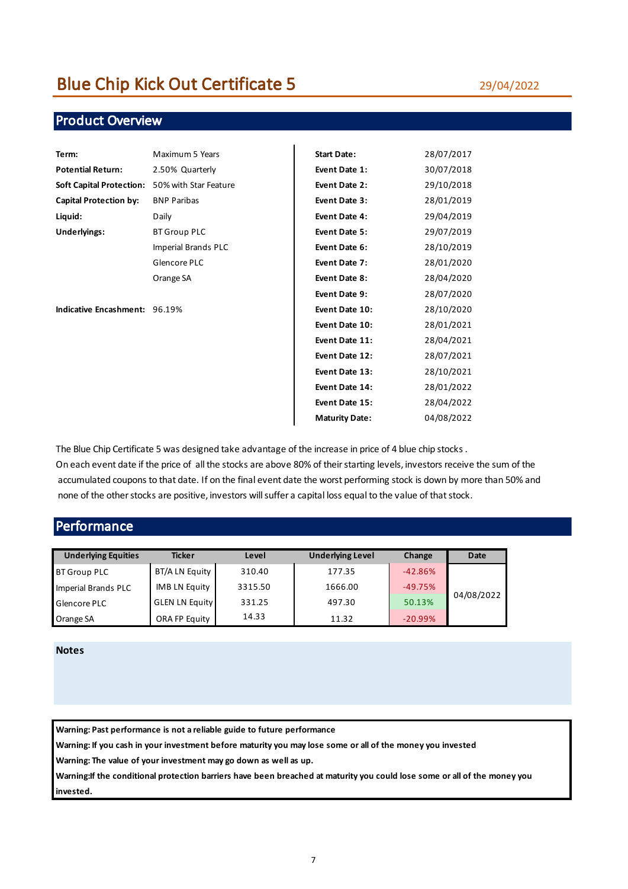# Blue Chip Kick Out Certificate 5

29/04/2022

## Product Overview

| | |
|---|---|
| **Term:** | Maximum 5 Years |
| **Potential Return:** | 2.50% Quarterly |
| **Soft Capital Protection:** | 50% with Star Feature |
| **Capital Protection by:** | BNP Paribas |
| **Liquid:** | Daily |
| **Underlyings:** | BT Group PLC |
| | Imperial Brands PLC |
| | Glencore PLC |
| | Orange SA |
| **Indicative Encashment:** | 96.19% |

| | |
|---|---|
| **Start Date:** | 28/07/2017 |
| **Event Date 1:** | 30/07/2018 |
| **Event Date 2:** | 29/10/2018 |
| **Event Date 3:** | 28/01/2019 |
| **Event Date 4:** | 29/04/2019 |
| **Event Date 5:** | 29/07/2019 |
| **Event Date 6:** | 28/10/2019 |
| **Event Date 7:** | 28/01/2020 |
| **Event Date 8:** | 28/04/2020 |
| **Event Date 9:** | 28/07/2020 |
| **Event Date 10:** | 28/10/2020 |
| **Event Date 10:** | 28/01/2021 |
| **Event Date 11:** | 28/04/2021 |
| **Event Date 12:** | 28/07/2021 |
| **Event Date 13:** | 28/10/2021 |
| **Event Date 14:** | 28/01/2022 |
| **Event Date 15:** | 28/04/2022 |
| **Maturity Date:** | 04/08/2022 |

The Blue Chip Certificate 5 was designed take advantage of the increase in price of 4 blue chip stocks . On each event date if the price of all the stocks are above 80% of their starting levels, investors receive the sum of the accumulated coupons to that date. If on the final event date the worst performing stock is down by more than 50% and none of the other stocks are positive, investors will suffer a capital loss equal to the value of that stock.

## Performance

| Underlying Equities | Ticker | Level | Underlying Level | Change | Date |
|---|---|---|---|---|---|
| BT Group PLC | BT/A LN Equity | 310.40 | 177.35 | -42.86% | 04/08/2022 |
| Imperial Brands PLC | IMB LN Equity | 3315.50 | 1666.00 | -49.75% | |
| Glencore PLC | GLEN LN Equity | 331.25 | 497.30 | 50.13% | |
| Orange SA | ORA FP Equity | 14.33 | 11.32 | -20.99% | |

**Notes**

**Warning: Past performance is not a reliable guide to future performance**
**Warning: If you cash in your investment before maturity you may lose some or all of the money you invested**
**Warning: The value of your investment may go down as well as up.**
**Warning:If the conditional protection barriers have been breached at maturity you could lose some or all of the money you invested.**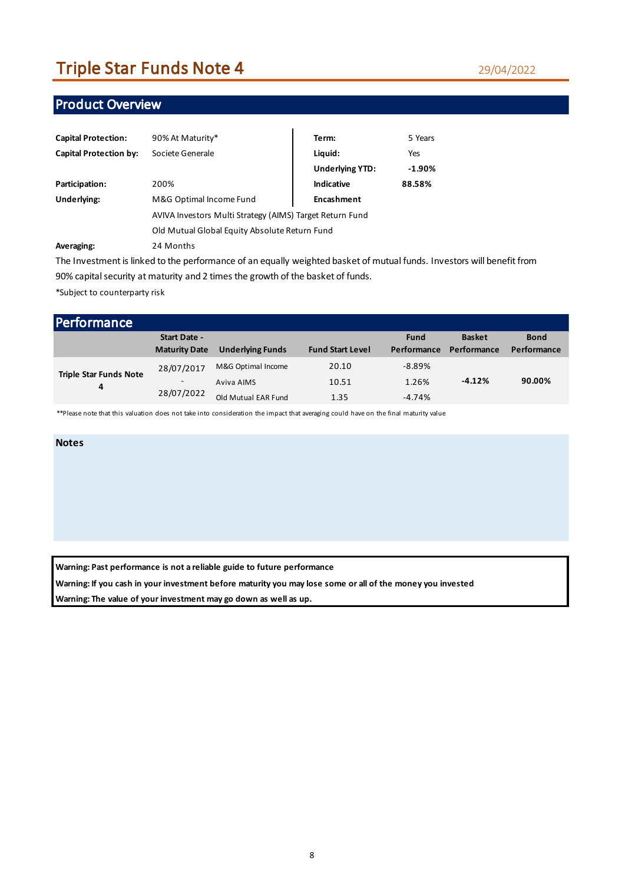# Triple Star Funds Note 4

29/04/2022

## Product Overview

| | | | |
|---|---|---|---|
| **Capital Protection:** | 90% At Maturity* | **Term:** | 5 Years |
| **Capital Protection by:** | Societe Generale | **Liquid:** | Yes |
| | | **Underlying YTD:** | **-1.90%** |
| **Participation:** | 200% | **Indicative Encashment** | **88.58%** |
| **Underlying:** | M&G Optimal Income Fund | | |
| | AVIVA Investors Multi Strategy (AIMS) Target Return Fund | | |
| | Old Mutual Global Equity Absolute Return Fund | | |
| **Averaging:** | 24 Months | | |

The Investment is linked to the performance of an equally weighted basket of mutual funds. Investors will benefit from 90% capital security at maturity and 2 times the growth of the basket of funds.

*Subject to counterparty risk

## Performance

| | Start Date - Maturity Date | Underlying Funds | Fund Start Level | Fund Performance | Basket Performance | Bond Performance |
|---|---|---|---|---|---|---|
| **Triple Star Funds Note 4** | 28/07/2017 - 28/07/2022 | M&G Optimal Income | 20.10 | -8.89% | **-4.12%** | **90.00%** |
| | | Aviva AIMS | 10.51 | 1.26% | | |
| | | Old Mutual EAR Fund | 1.35 | -4.74% | | |

**Please note that this valuation does not take into consideration the impact that averaging could have on the final maturity value

### Notes

**Warning: Past performance is not a reliable guide to future performance**

**Warning: If you cash in your investment before maturity you may lose some or all of the money you invested**

**Warning: The value of your investment may go down as well as up.**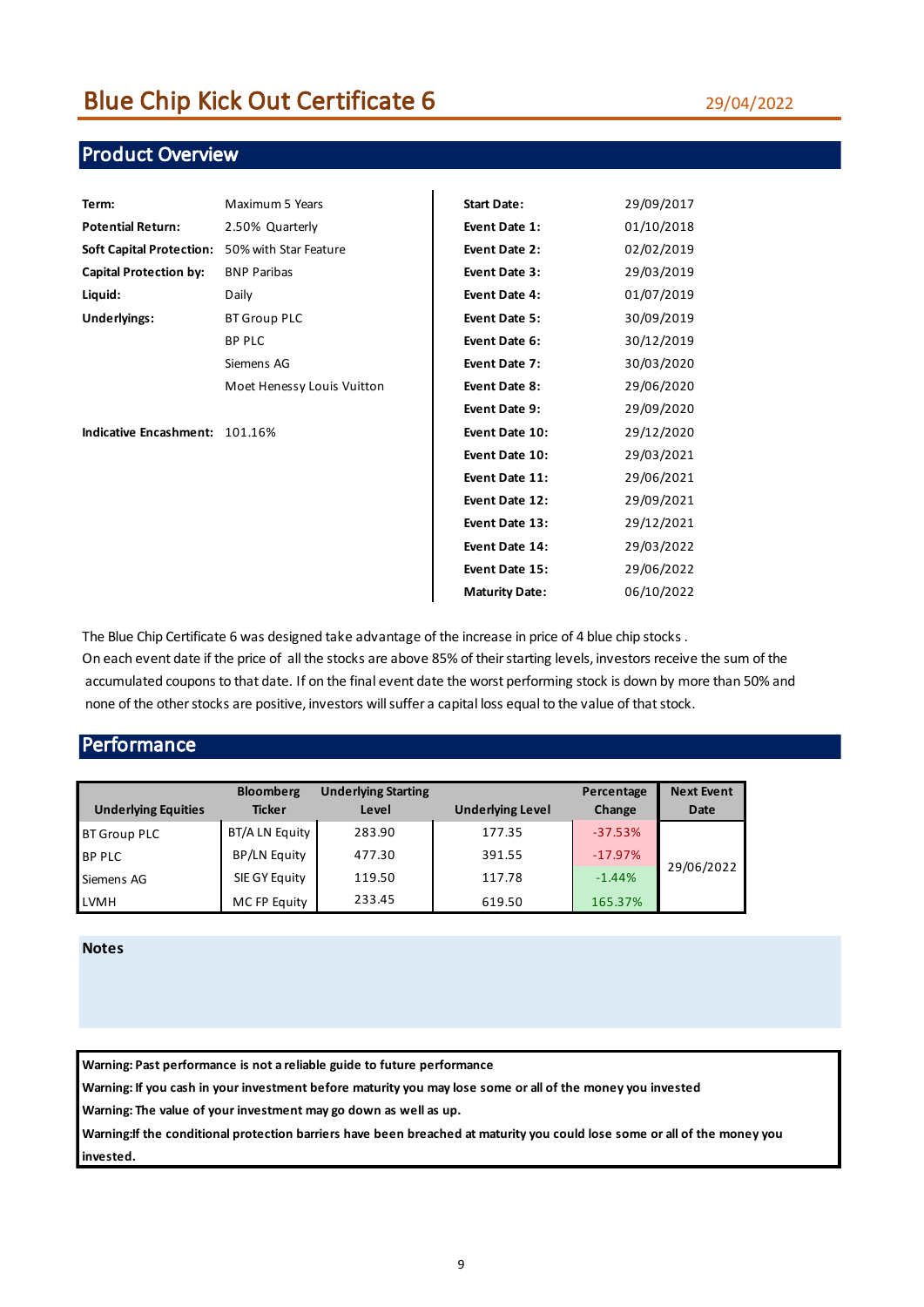# Blue Chip Kick Out Certificate 6

29/04/2022

## Product Overview

| | |
|---|---|
| **Term:** | Maximum 5 Years |
| **Potential Return:** | 2.50% Quarterly |
| **Soft Capital Protection:** | 50% with Star Feature |
| **Capital Protection by:** | BNP Paribas |
| **Liquid:** | Daily |
| **Underlyings:** | BT Group PLC |
| | BP PLC |
| | Siemens AG |
| | Moet Henessy Louis Vuitton |
| **Indicative Encashment:** | 101.16% |

| | |
|---|---|
| **Start Date:** | 29/09/2017 |
| **Event Date 1:** | 01/10/2018 |
| **Event Date 2:** | 02/02/2019 |
| **Event Date 3:** | 29/03/2019 |
| **Event Date 4:** | 01/07/2019 |
| **Event Date 5:** | 30/09/2019 |
| **Event Date 6:** | 30/12/2019 |
| **Event Date 7:** | 30/03/2020 |
| **Event Date 8:** | 29/06/2020 |
| **Event Date 9:** | 29/09/2020 |
| **Event Date 10:** | 29/12/2020 |
| **Event Date 10:** | 29/03/2021 |
| **Event Date 11:** | 29/06/2021 |
| **Event Date 12:** | 29/09/2021 |
| **Event Date 13:** | 29/12/2021 |
| **Event Date 14:** | 29/03/2022 |
| **Event Date 15:** | 29/06/2022 |
| **Maturity Date:** | 06/10/2022 |

The Blue Chip Certificate 6 was designed take advantage of the increase in price of 4 blue chip stocks .
On each event date if the price of all the stocks are above 85% of their starting levels, investors receive the sum of the accumulated coupons to that date. If on the final event date the worst performing stock is down by more than 50% and none of the other stocks are positive, investors will suffer a capital loss equal to the value of that stock.

## Performance

| Underlying Equities | Bloomberg Ticker | Underlying Starting Level | Underlying Level | Percentage Change | Next Event Date |
|---|---|---|---|---|---|
| BT Group PLC | BT/A LN Equity | 283.90 | 177.35 | -37.53% | 29/06/2022 |
| BP PLC | BP/LN Equity | 477.30 | 391.55 | -17.97% | |
| Siemens AG | SIE GY Equity | 119.50 | 117.78 | -1.44% | |
| LVMH | MC FP Equity | 233.45 | 619.50 | 165.37% | |

### Notes

**Warning: Past performance is not a reliable guide to future performance**

**Warning: If you cash in your investment before maturity you may lose some or all of the money you invested**

**Warning: The value of your investment may go down as well as up.**

**Warning:If the conditional protection barriers have been breached at maturity you could lose some or all of the money you invested.**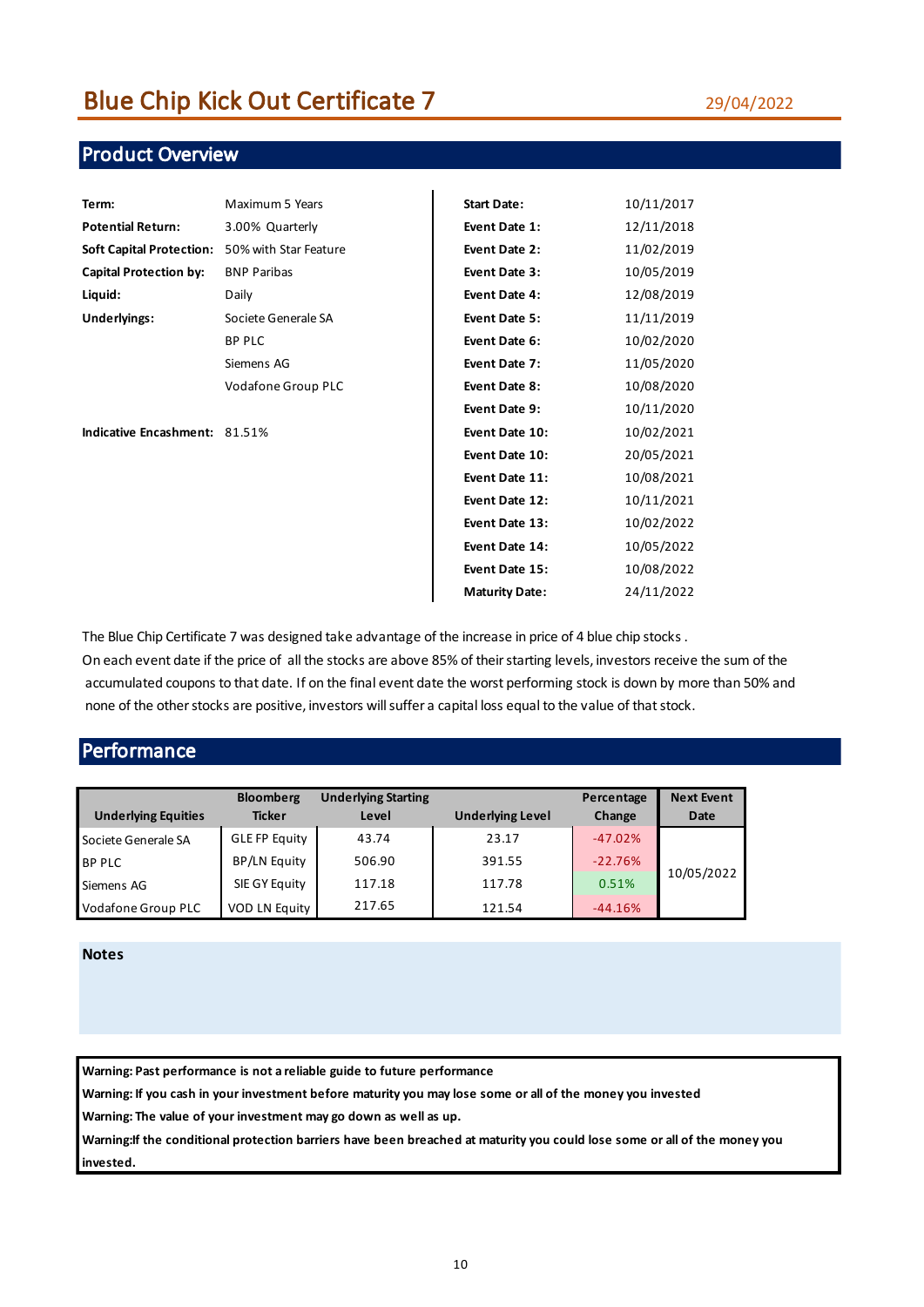# Blue Chip Kick Out Certificate 7

29/04/2022

## Product Overview

| | |
|---|---|
| **Term:** | Maximum 5 Years |
| **Potential Return:** | 3.00% Quarterly |
| **Soft Capital Protection:** | 50% with Star Feature |
| **Capital Protection by:** | BNP Paribas |
| **Liquid:** | Daily |
| **Underlyings:** | Societe Generale SA |
| | BP PLC |
| | Siemens AG |
| | Vodafone Group PLC |
| **Indicative Encashment:** | 81.51% |

| | |
|---|---|
| **Start Date:** | 10/11/2017 |
| **Event Date 1:** | 12/11/2018 |
| **Event Date 2:** | 11/02/2019 |
| **Event Date 3:** | 10/05/2019 |
| **Event Date 4:** | 12/08/2019 |
| **Event Date 5:** | 11/11/2019 |
| **Event Date 6:** | 10/02/2020 |
| **Event Date 7:** | 11/05/2020 |
| **Event Date 8:** | 10/08/2020 |
| **Event Date 9:** | 10/11/2020 |
| **Event Date 10:** | 10/02/2021 |
| **Event Date 10:** | 20/05/2021 |
| **Event Date 11:** | 10/08/2021 |
| **Event Date 12:** | 10/11/2021 |
| **Event Date 13:** | 10/02/2022 |
| **Event Date 14:** | 10/05/2022 |
| **Event Date 15:** | 10/08/2022 |
| **Maturity Date:** | 24/11/2022 |

The Blue Chip Certificate 7 was designed take advantage of the increase in price of 4 blue chip stocks .
On each event date if the price of all the stocks are above 85% of their starting levels, investors receive the sum of the accumulated coupons to that date. If on the final event date the worst performing stock is down by more than 50% and none of the other stocks are positive, investors will suffer a capital loss equal to the value of that stock.

## Performance

| Underlying Equities | Bloomberg Ticker | Underlying Starting Level | Underlying Level | Percentage Change | Next Event Date |
|---|---|---|---|---|---|
| Societe Generale SA | GLE FP Equity | 43.74 | 23.17 | -47.02% | 10/05/2022 |
| BP PLC | BP/LN Equity | 506.90 | 391.55 | -22.76% | |
| Siemens AG | SIE GY Equity | 117.18 | 117.78 | 0.51% | |
| Vodafone Group PLC | VOD LN Equity | 217.65 | 121.54 | -44.16% | |

**Notes**

**Warning: Past performance is not a reliable guide to future performance**
**Warning: If you cash in your investment before maturity you may lose some or all of the money you invested**
**Warning: The value of your investment may go down as well as up.**
**Warning:If the conditional protection barriers have been breached at maturity you could lose some or all of the money you invested.**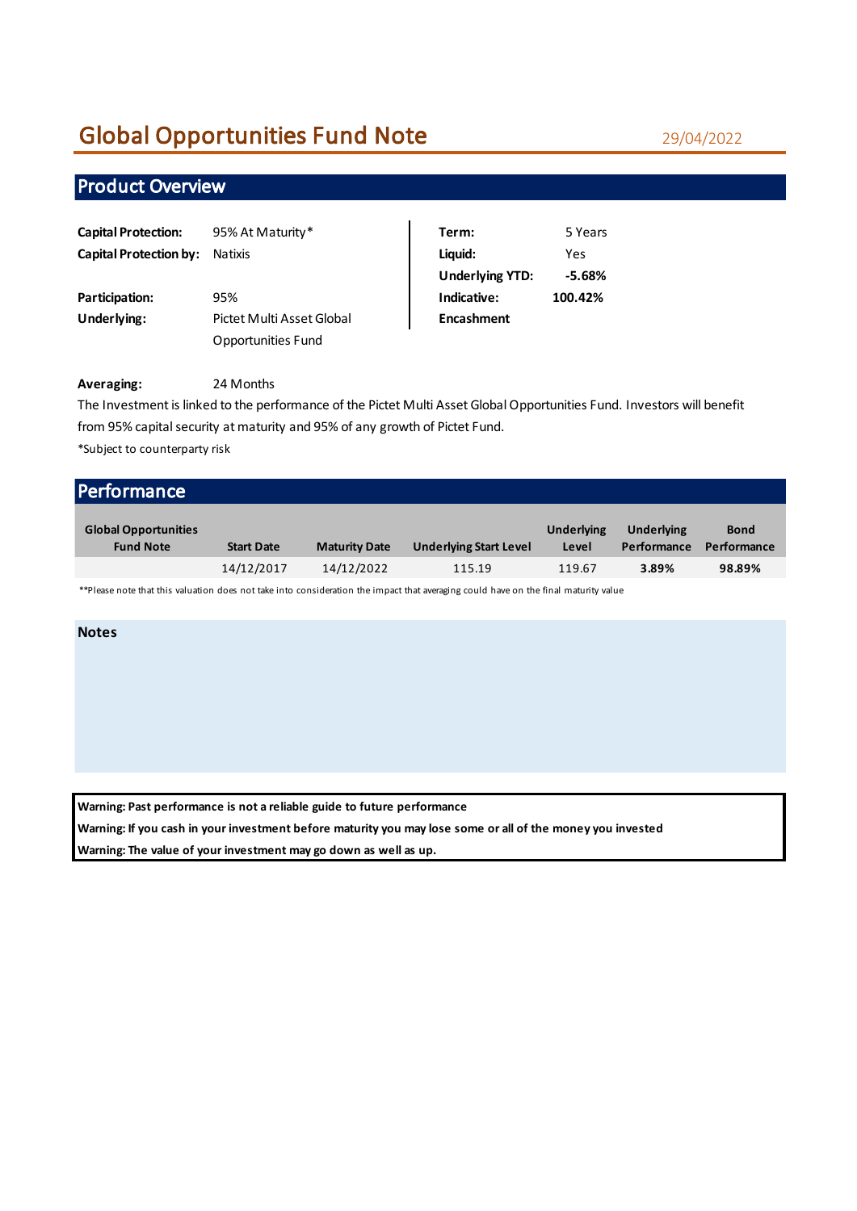# Global Opportunities Fund Note

29/04/2022

## Product Overview

| | | | |
|---|---|---|---|
| **Capital Protection:** | 95% At Maturity* | **Term:** | 5 Years |
| **Capital Protection by:** | Natixis | **Liquid:** | Yes |
| | | **Underlying YTD:** | **-5.68%** |
| **Participation:** | 95% | **Indicative: Encashment** | **100.42%** |
| **Underlying:** | Pictet Multi Asset Global Opportunities Fund | | |

**Averaging:** 24 Months

The Investment is linked to the performance of the Pictet Multi Asset Global Opportunities Fund. Investors will benefit from 95% capital security at maturity and 95% of any growth of Pictet Fund.

*Subject to counterparty risk

## Performance

| Global Opportunities Fund Note | Start Date | Maturity Date | Underlying Start Level | Underlying Level | Underlying Performance | Bond Performance |
|---|---|---|---|---|---|---|
| | 14/12/2017 | 14/12/2022 | 115.19 | 119.67 | **3.89%** | **98.89%** |

**Please note that this valuation does not take into consideration the impact that averaging could have on the final maturity value

**Notes**

**Warning: Past performance is not a reliable guide to future performance**

**Warning: If you cash in your investment before maturity you may lose some or all of the money you invested**

**Warning: The value of your investment may go down as well as up.**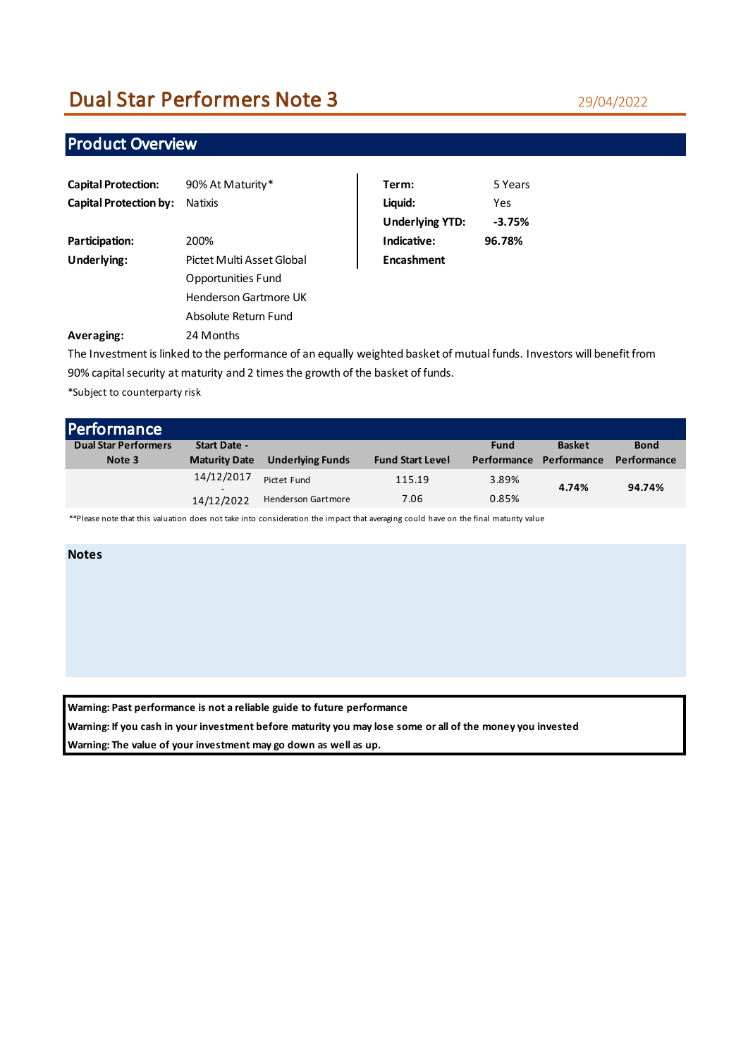# Dual Star Performers Note 3

29/04/2022

## Product Overview

| | | | |
|---|---|---|---|
| **Capital Protection:** | 90% At Maturity* | **Term:** | 5 Years |
| **Capital Protection by:** | Natixis | **Liquid:** | Yes |
| | | **Underlying YTD:** | **-3.75%** |
| **Participation:** | 200% | **Indicative: Encashment** | **96.78%** |
| **Underlying:** | Pictet Multi Asset Global Opportunities Fund<br>Henderson Gartmore UK Absolute Return Fund | | |
| **Averaging:** | 24 Months | | |

The Investment is linked to the performance of an equally weighted basket of mutual funds. Investors will benefit from 90% capital security at maturity and 2 times the growth of the basket of funds.

*Subject to counterparty risk

## Performance

| Dual Star Performers Note 3 | Start Date - Maturity Date | Underlying Funds | Fund Start Level | Fund Performance | Basket Performance | Bond Performance |
|---|---|---|---|---|---|---|
| | 14/12/2017 - 14/12/2022 | Pictet Fund | 115.19 | 3.89% | **4.74%** | **94.74%** |
| | | Henderson Gartmore | 7.06 | 0.85% | | |

**Please note that this valuation does not take into consideration the impact that averaging could have on the final maturity value

**Notes**

**Warning: Past performance is not a reliable guide to future performance**

**Warning: If you cash in your investment before maturity you may lose some or all of the money you invested**

**Warning: The value of your investment may go down as well as up.**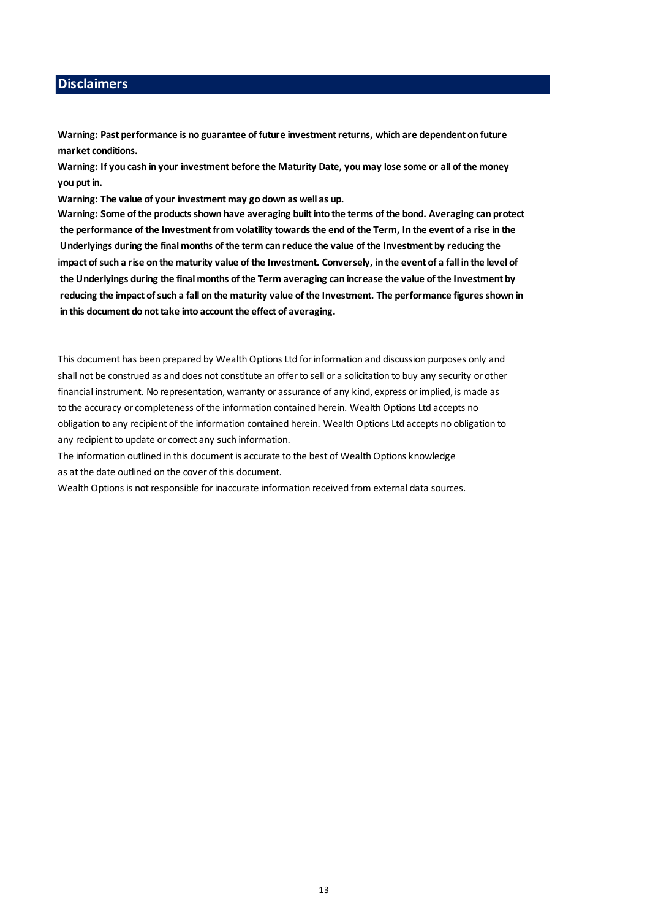## Disclaimers

**Warning: Past performance is no guarantee of future investment returns, which are dependent on future market conditions.**

**Warning: If you cash in your investment before the Maturity Date, you may lose some or all of the money you put in.**

**Warning: The value of your investment may go down as well as up.**

**Warning: Some of the products shown have averaging built into the terms of the bond. Averaging can protect the performance of the Investment from volatility towards the end of the Term, In the event of a rise in the Underlyings during the final months of the term can reduce the value of the Investment by reducing the impact of such a rise on the maturity value of the Investment. Conversely, in the event of a fall in the level of the Underlyings during the final months of the Term averaging can increase the value of the Investment by reducing the impact of such a fall on the maturity value of the Investment. The performance figures shown in in this document do not take into account the effect of averaging.**

This document has been prepared by Wealth Options Ltd for information and discussion purposes only and shall not be construed as and does not constitute an offer to sell or a solicitation to buy any security or other financial instrument. No representation, warranty or assurance of any kind, express or implied, is made as to the accuracy or completeness of the information contained herein. Wealth Options Ltd accepts no obligation to any recipient of the information contained herein. Wealth Options Ltd accepts no obligation to any recipient to update or correct any such information.

The information outlined in this document is accurate to the best of Wealth Options knowledge as at the date outlined on the cover of this document.

Wealth Options is not responsible for inaccurate information received from external data sources.